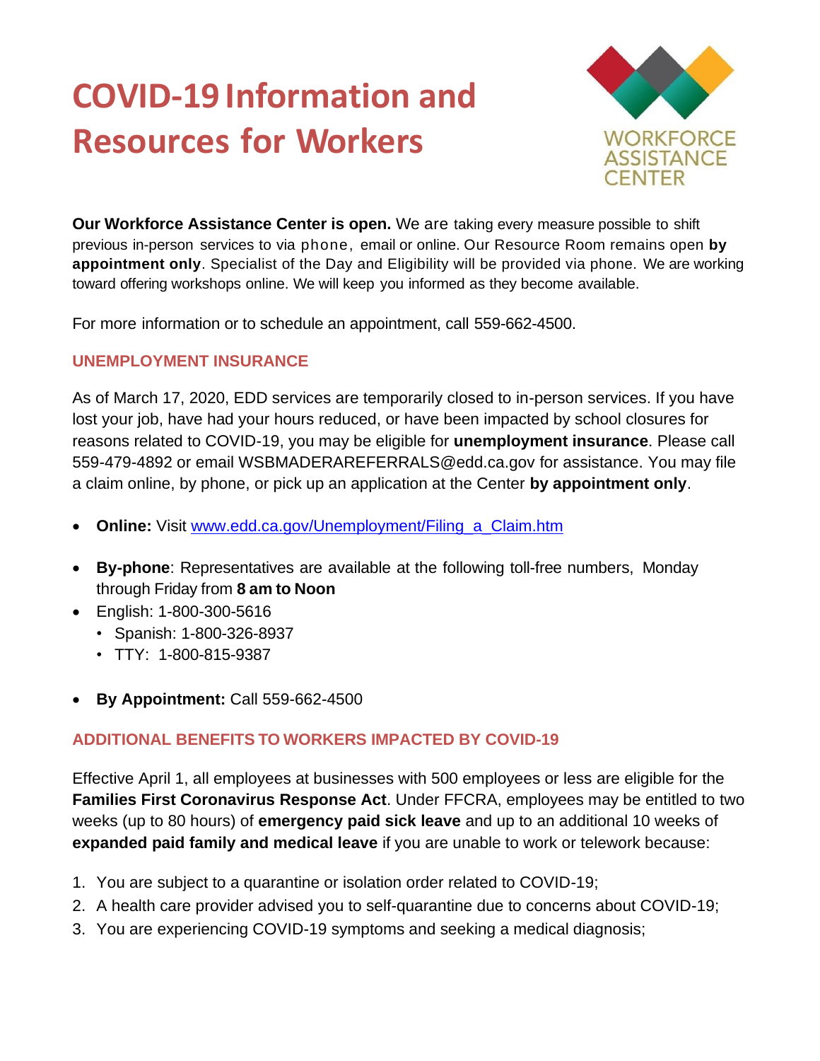# COVID-19 Information and Resources for Workers

WORKFORCE ASSISTANCE CENTER

**Our Workforce Assistance Center is open.** We are taking every measure possible to shift previous in-person services to via phone, email or online. Our Resource Room remains open **by appointment only**. Specialist of the Day and Eligibility will be provided via phone. We are working toward offering workshops online. We will keep you informed as they become available.

For more information or to schedule an appointment, call 559-662-4500.

## UNEMPLOYMENT INSURANCE

As of March 17, 2020, EDD services are temporarily closed to in-person services. If you have lost your job, have had your hours reduced, or have been impacted by school closures for reasons related to COVID-19, you may be eligible for **unemployment insurance**. Please call 559-479-4892 or email WSBMADERAREFERRALS@edd.ca.gov for assistance. You may file a claim online, by phone, or pick up an application at the Center **by appointment only**.

- **Online:** Visit [www.edd.ca.gov/Unemployment/Filing_a_Claim.htm](www.edd.ca.gov/Unemployment/Filing_a_Claim.htm)
- **By-phone**: Representatives are available at the following toll-free numbers, Monday through Friday from **8 am to Noon**
- English: 1-800-300-5616
  - Spanish: 1-800-326-8937
  - TTY: 1-800-815-9387
- **By Appointment:** Call 559-662-4500

## ADDITIONAL BENEFITS TO WORKERS IMPACTED BY COVID-19

Effective April 1, all employees at businesses with 500 employees or less are eligible for the **Families First Coronavirus Response Act**. Under FFCRA, employees may be entitled to two weeks (up to 80 hours) of **emergency paid sick leave** and up to an additional 10 weeks of **expanded paid family and medical leave** if you are unable to work or telework because:

1. You are subject to a quarantine or isolation order related to COVID-19;
2. A health care provider advised you to self-quarantine due to concerns about COVID-19;
3. You are experiencing COVID-19 symptoms and seeking a medical diagnosis;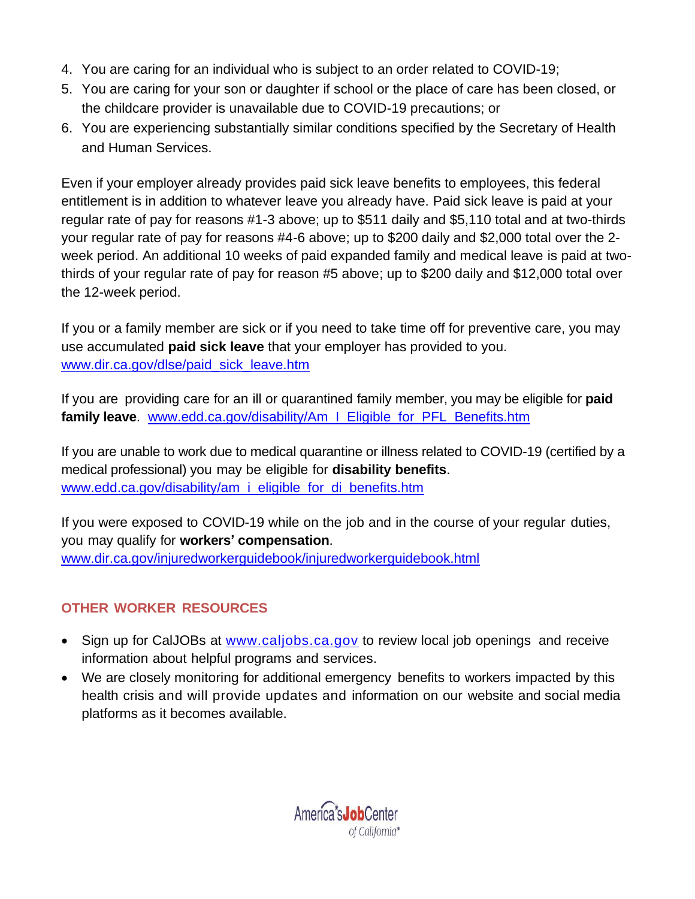4. You are caring for an individual who is subject to an order related to COVID-19;
5. You are caring for your son or daughter if school or the place of care has been closed, or the childcare provider is unavailable due to COVID-19 precautions; or
6. You are experiencing substantially similar conditions specified by the Secretary of Health and Human Services.

Even if your employer already provides paid sick leave benefits to employees, this federal entitlement is in addition to whatever leave you already have. Paid sick leave is paid at your regular rate of pay for reasons #1-3 above; up to $511 daily and $5,110 total and at two-thirds your regular rate of pay for reasons #4-6 above; up to $200 daily and $2,000 total over the 2-week period. An additional 10 weeks of paid expanded family and medical leave is paid at two-thirds of your regular rate of pay for reason #5 above; up to $200 daily and $12,000 total over the 12-week period.

If you or a family member are sick or if you need to take time off for preventive care, you may use accumulated **paid sick leave** that your employer has provided to you. [www.dir.ca.gov/dlse/paid_sick_leave.htm](www.dir.ca.gov/dlse/paid_sick_leave.htm)

If you are providing care for an ill or quarantined family member, you may be eligible for **paid family leave**. [www.edd.ca.gov/disability/Am_I_Eligible_for_PFL_Benefits.htm](www.edd.ca.gov/disability/Am_I_Eligible_for_PFL_Benefits.htm)

If you are unable to work due to medical quarantine or illness related to COVID-19 (certified by a medical professional) you may be eligible for **disability benefits**. [www.edd.ca.gov/disability/am_i_eligible_for_di_benefits.htm](www.edd.ca.gov/disability/am_i_eligible_for_di_benefits.htm)

If you were exposed to COVID-19 while on the job and in the course of your regular duties, you may qualify for **workers' compensation**. [www.dir.ca.gov/injuredworkerguidebook/injuredworkerguidebook.html](www.dir.ca.gov/injuredworkerguidebook/injuredworkerguidebook.html)

## OTHER WORKER RESOURCES

- Sign up for CalJOBs at [www.caljobs.ca.gov](www.caljobs.ca.gov) to review local job openings and receive information about helpful programs and services.
- We are closely monitoring for additional emergency benefits to workers impacted by this health crisis and will provide updates and information on our website and social media platforms as it becomes available.

America's Job Center of California®